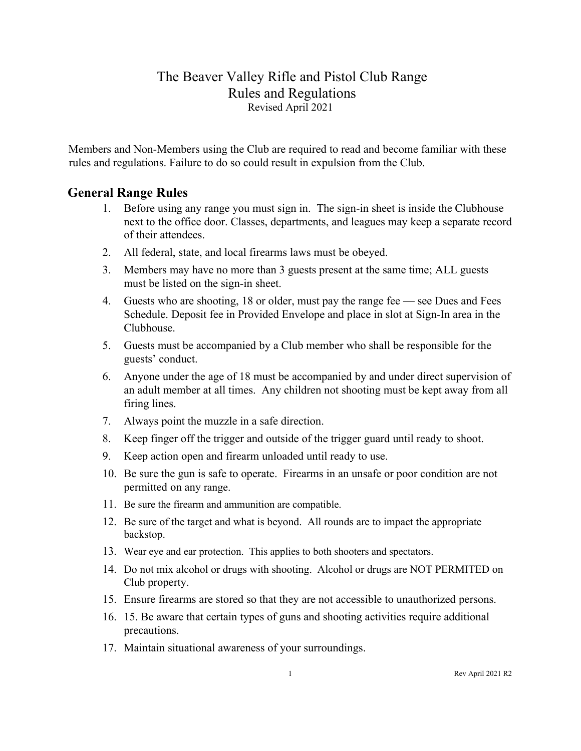# The Beaver Valley Rifle and Pistol Club Range Rules and Regulations

Revised April 2021

Members and Non-Members using the Club are required to read and become familiar with these rules and regulations. Failure to do so could result in expulsion from the Club.

## General Range Rules

1. Before using any range you must sign in. The sign-in sheet is inside the Clubhouse next to the office door. Classes, departments, and leagues may keep a separate record of their attendees.
2. All federal, state, and local firearms laws must be obeyed.
3. Members may have no more than 3 guests present at the same time; ALL guests must be listed on the sign-in sheet.
4. Guests who are shooting, 18 or older, must pay the range fee — see Dues and Fees Schedule. Deposit fee in Provided Envelope and place in slot at Sign-In area in the Clubhouse.
5. Guests must be accompanied by a Club member who shall be responsible for the guests' conduct.
6. Anyone under the age of 18 must be accompanied by and under direct supervision of an adult member at all times. Any children not shooting must be kept away from all firing lines.
7. Always point the muzzle in a safe direction.
8. Keep finger off the trigger and outside of the trigger guard until ready to shoot.
9. Keep action open and firearm unloaded until ready to use.
10. Be sure the gun is safe to operate. Firearms in an unsafe or poor condition are not permitted on any range.
11. Be sure the firearm and ammunition are compatible.
12. Be sure of the target and what is beyond. All rounds are to impact the appropriate backstop.
13. Wear eye and ear protection. This applies to both shooters and spectators.
14. Do not mix alcohol or drugs with shooting. Alcohol or drugs are NOT PERMITED on Club property.
15. Ensure firearms are stored so that they are not accessible to unauthorized persons.
16. 15. Be aware that certain types of guns and shooting activities require additional precautions.
17. Maintain situational awareness of your surroundings.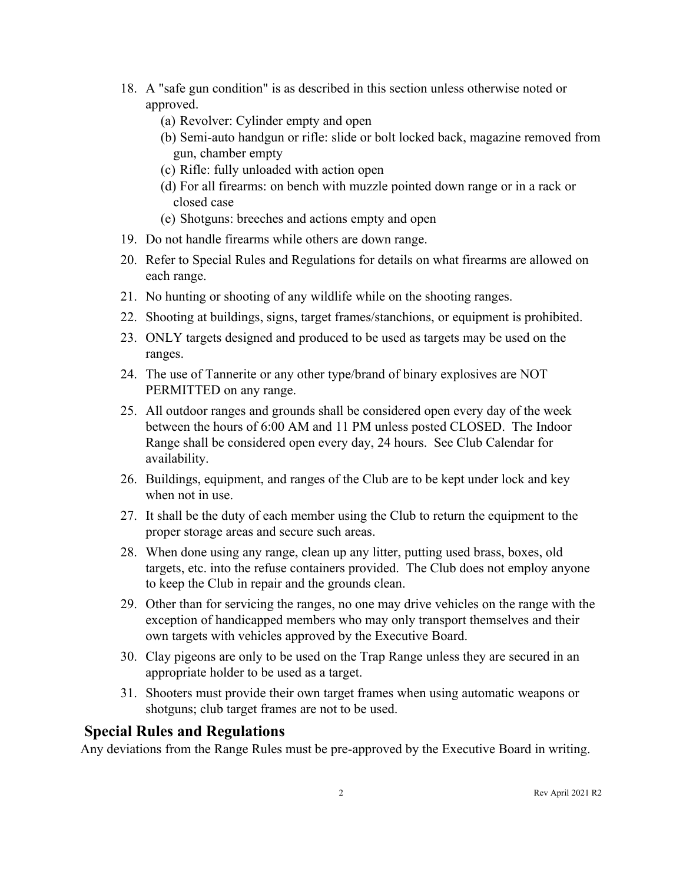18. A "safe gun condition" is as described in this section unless otherwise noted or approved.
    (a) Revolver: Cylinder empty and open
    (b) Semi-auto handgun or rifle: slide or bolt locked back, magazine removed from gun, chamber empty
    (c) Rifle: fully unloaded with action open
    (d) For all firearms: on bench with muzzle pointed down range or in a rack or closed case
    (e) Shotguns: breeches and actions empty and open
19. Do not handle firearms while others are down range.
20. Refer to Special Rules and Regulations for details on what firearms are allowed on each range.
21. No hunting or shooting of any wildlife while on the shooting ranges.
22. Shooting at buildings, signs, target frames/stanchions, or equipment is prohibited.
23. ONLY targets designed and produced to be used as targets may be used on the ranges.
24. The use of Tannerite or any other type/brand of binary explosives are NOT PERMITTED on any range.
25. All outdoor ranges and grounds shall be considered open every day of the week between the hours of 6:00 AM and 11 PM unless posted CLOSED. The Indoor Range shall be considered open every day, 24 hours. See Club Calendar for availability.
26. Buildings, equipment, and ranges of the Club are to be kept under lock and key when not in use.
27. It shall be the duty of each member using the Club to return the equipment to the proper storage areas and secure such areas.
28. When done using any range, clean up any litter, putting used brass, boxes, old targets, etc. into the refuse containers provided. The Club does not employ anyone to keep the Club in repair and the grounds clean.
29. Other than for servicing the ranges, no one may drive vehicles on the range with the exception of handicapped members who may only transport themselves and their own targets with vehicles approved by the Executive Board.
30. Clay pigeons are only to be used on the Trap Range unless they are secured in an appropriate holder to be used as a target.
31. Shooters must provide their own target frames when using automatic weapons or shotguns; club target frames are not to be used.

## Special Rules and Regulations

Any deviations from the Range Rules must be pre-approved by the Executive Board in writing.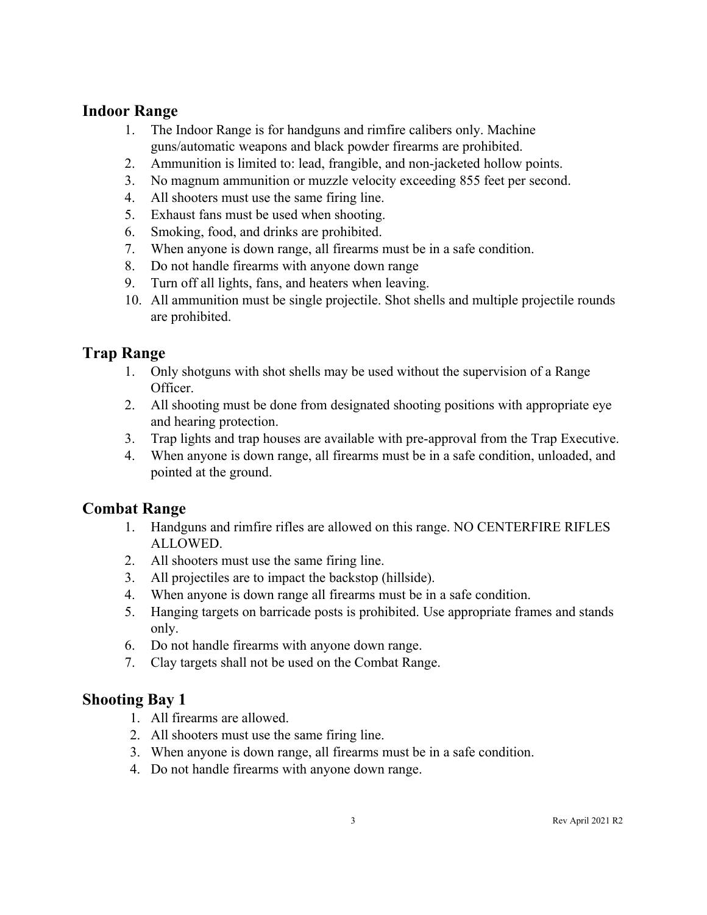## Indoor Range

1. The Indoor Range is for handguns and rimfire calibers only. Machine guns/automatic weapons and black powder firearms are prohibited.
2. Ammunition is limited to: lead, frangible, and non-jacketed hollow points.
3. No magnum ammunition or muzzle velocity exceeding 855 feet per second.
4. All shooters must use the same firing line.
5. Exhaust fans must be used when shooting.
6. Smoking, food, and drinks are prohibited.
7. When anyone is down range, all firearms must be in a safe condition.
8. Do not handle firearms with anyone down range
9. Turn off all lights, fans, and heaters when leaving.
10. All ammunition must be single projectile. Shot shells and multiple projectile rounds are prohibited.

## Trap Range

1. Only shotguns with shot shells may be used without the supervision of a Range Officer.
2. All shooting must be done from designated shooting positions with appropriate eye and hearing protection.
3. Trap lights and trap houses are available with pre-approval from the Trap Executive.
4. When anyone is down range, all firearms must be in a safe condition, unloaded, and pointed at the ground.

## Combat Range

1. Handguns and rimfire rifles are allowed on this range. NO CENTERFIRE RIFLES ALLOWED.
2. All shooters must use the same firing line.
3. All projectiles are to impact the backstop (hillside).
4. When anyone is down range all firearms must be in a safe condition.
5. Hanging targets on barricade posts is prohibited. Use appropriate frames and stands only.
6. Do not handle firearms with anyone down range.
7. Clay targets shall not be used on the Combat Range.

## Shooting Bay 1

1. All firearms are allowed.
2. All shooters must use the same firing line.
3. When anyone is down range, all firearms must be in a safe condition.
4. Do not handle firearms with anyone down range.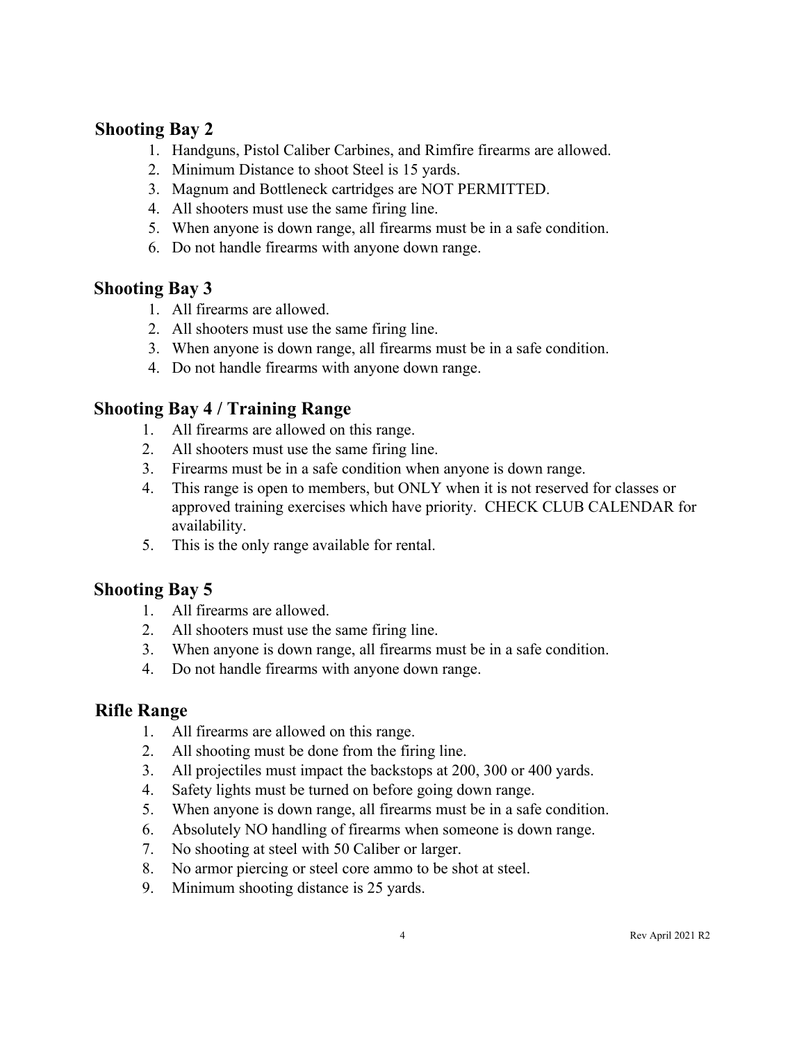## Shooting Bay 2

1. Handguns, Pistol Caliber Carbines, and Rimfire firearms are allowed.
2. Minimum Distance to shoot Steel is 15 yards.
3. Magnum and Bottleneck cartridges are NOT PERMITTED.
4. All shooters must use the same firing line.
5. When anyone is down range, all firearms must be in a safe condition.
6. Do not handle firearms with anyone down range.

## Shooting Bay 3

1. All firearms are allowed.
2. All shooters must use the same firing line.
3. When anyone is down range, all firearms must be in a safe condition.
4. Do not handle firearms with anyone down range.

## Shooting Bay 4 / Training Range

1. All firearms are allowed on this range.
2. All shooters must use the same firing line.
3. Firearms must be in a safe condition when anyone is down range.
4. This range is open to members, but ONLY when it is not reserved for classes or approved training exercises which have priority. CHECK CLUB CALENDAR for availability.
5. This is the only range available for rental.

## Shooting Bay 5

1. All firearms are allowed.
2. All shooters must use the same firing line.
3. When anyone is down range, all firearms must be in a safe condition.
4. Do not handle firearms with anyone down range.

## Rifle Range

1. All firearms are allowed on this range.
2. All shooting must be done from the firing line.
3. All projectiles must impact the backstops at 200, 300 or 400 yards.
4. Safety lights must be turned on before going down range.
5. When anyone is down range, all firearms must be in a safe condition.
6. Absolutely NO handling of firearms when someone is down range.
7. No shooting at steel with 50 Caliber or larger.
8. No armor piercing or steel core ammo to be shot at steel.
9. Minimum shooting distance is 25 yards.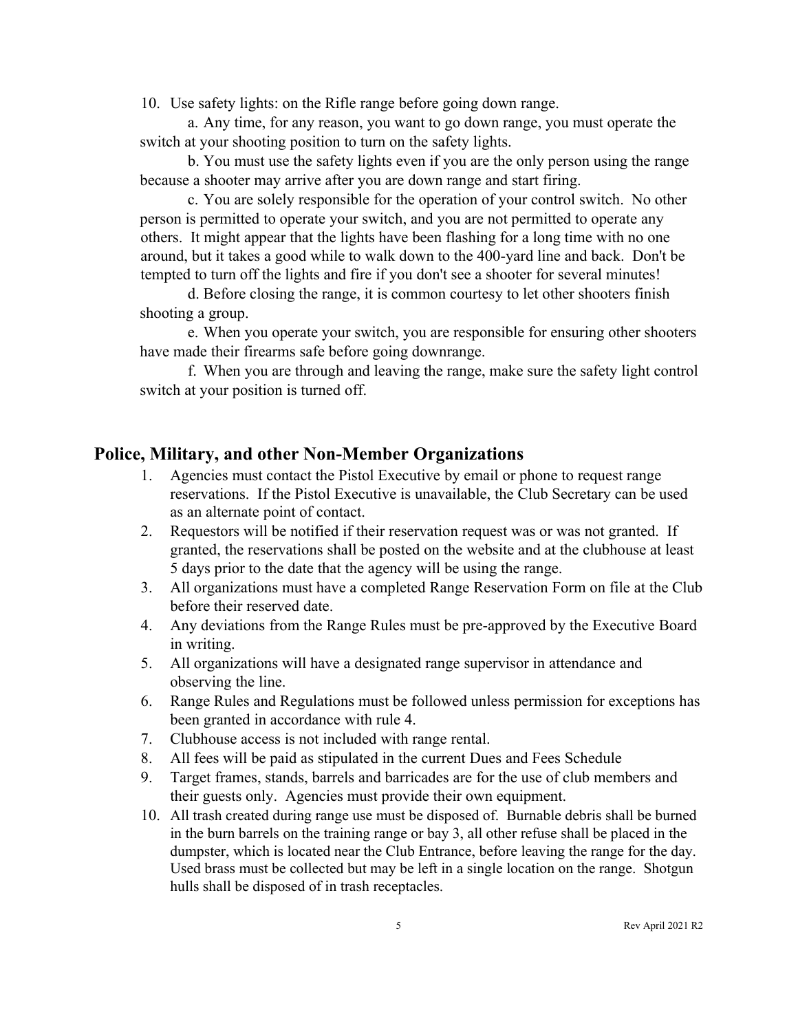10. Use safety lights: on the Rifle range before going down range.

    a. Any time, for any reason, you want to go down range, you must operate the switch at your shooting position to turn on the safety lights.

    b. You must use the safety lights even if you are the only person using the range because a shooter may arrive after you are down range and start firing.

    c. You are solely responsible for the operation of your control switch. No other person is permitted to operate your switch, and you are not permitted to operate any others. It might appear that the lights have been flashing for a long time with no one around, but it takes a good while to walk down to the 400-yard line and back. Don't be tempted to turn off the lights and fire if you don't see a shooter for several minutes!

    d. Before closing the range, it is common courtesy to let other shooters finish shooting a group.

    e. When you operate your switch, you are responsible for ensuring other shooters have made their firearms safe before going downrange.

    f. When you are through and leaving the range, make sure the safety light control switch at your position is turned off.

## Police, Military, and other Non-Member Organizations

1. Agencies must contact the Pistol Executive by email or phone to request range reservations. If the Pistol Executive is unavailable, the Club Secretary can be used as an alternate point of contact.
2. Requestors will be notified if their reservation request was or was not granted. If granted, the reservations shall be posted on the website and at the clubhouse at least 5 days prior to the date that the agency will be using the range.
3. All organizations must have a completed Range Reservation Form on file at the Club before their reserved date.
4. Any deviations from the Range Rules must be pre-approved by the Executive Board in writing.
5. All organizations will have a designated range supervisor in attendance and observing the line.
6. Range Rules and Regulations must be followed unless permission for exceptions has been granted in accordance with rule 4.
7. Clubhouse access is not included with range rental.
8. All fees will be paid as stipulated in the current Dues and Fees Schedule
9. Target frames, stands, barrels and barricades are for the use of club members and their guests only. Agencies must provide their own equipment.
10. All trash created during range use must be disposed of. Burnable debris shall be burned in the burn barrels on the training range or bay 3, all other refuse shall be placed in the dumpster, which is located near the Club Entrance, before leaving the range for the day. Used brass must be collected but may be left in a single location on the range. Shotgun hulls shall be disposed of in trash receptacles.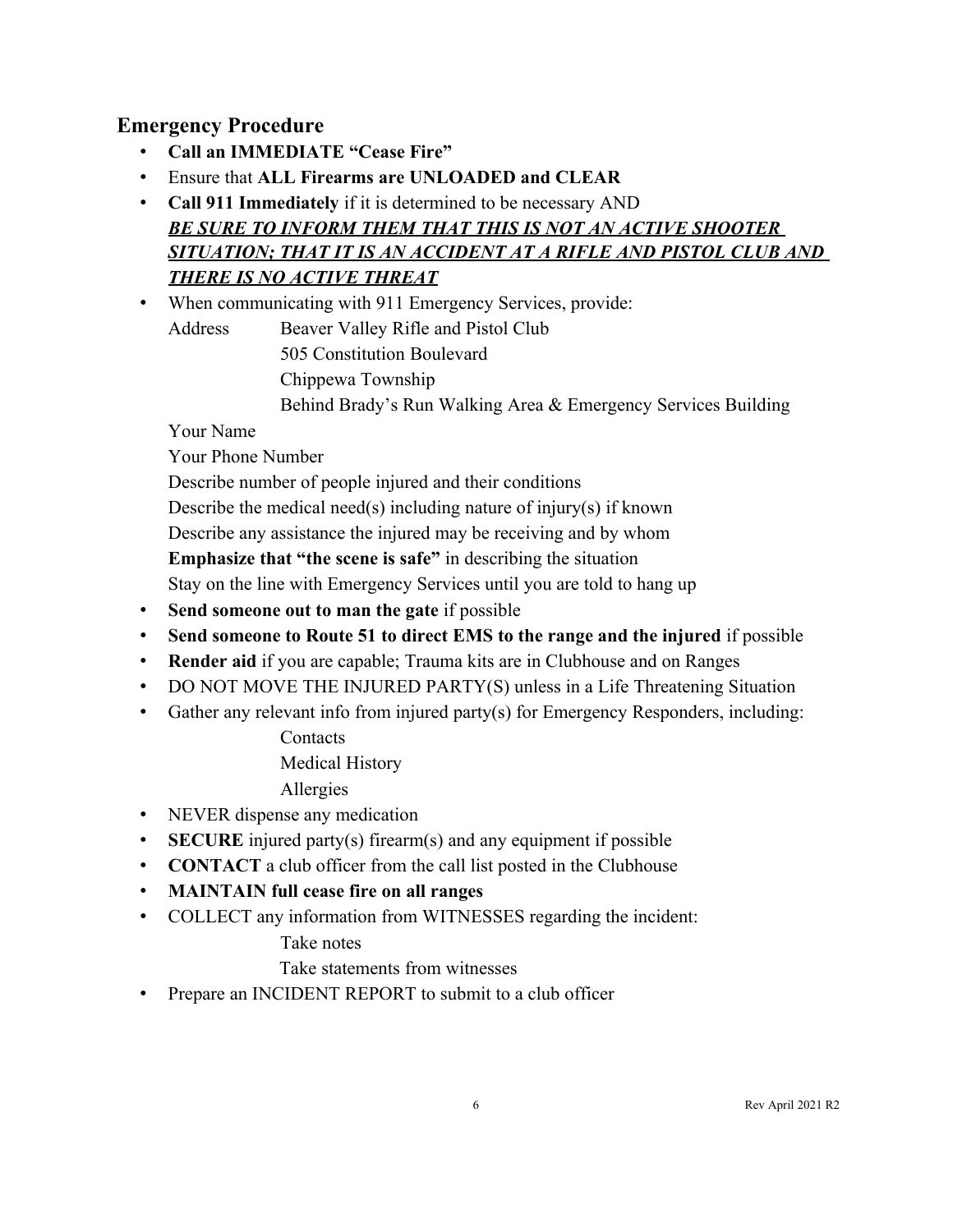## Emergency Procedure

- **Call an IMMEDIATE "Cease Fire"**
- Ensure that **ALL Firearms are UNLOADED and CLEAR**
- **Call 911 Immediately** if it is determined to be necessary AND
  ***BE SURE TO INFORM THEM THAT THIS IS NOT AN ACTIVE SHOOTER SITUATION; THAT IT IS AN ACCIDENT AT A RIFLE AND PISTOL CLUB AND THERE IS NO ACTIVE THREAT***
- When communicating with 911 Emergency Services, provide:

  Address Beaver Valley Rifle and Pistol Club
  505 Constitution Boulevard
  Chippewa Township
  Behind Brady's Run Walking Area & Emergency Services Building

  Your Name

  Your Phone Number

  Describe number of people injured and their conditions

  Describe the medical need(s) including nature of injury(s) if known

  Describe any assistance the injured may be receiving and by whom

  **Emphasize that "the scene is safe"** in describing the situation

  Stay on the line with Emergency Services until you are told to hang up
- **Send someone out to man the gate** if possible
- **Send someone to Route 51 to direct EMS to the range and the injured** if possible
- **Render aid** if you are capable; Trauma kits are in Clubhouse and on Ranges
- DO NOT MOVE THE INJURED PARTY(S) unless in a Life Threatening Situation
- Gather any relevant info from injured party(s) for Emergency Responders, including:

  Contacts
  Medical History
  Allergies
- NEVER dispense any medication
- **SECURE** injured party(s) firearm(s) and any equipment if possible
- **CONTACT** a club officer from the call list posted in the Clubhouse
- **MAINTAIN full cease fire on all ranges**
- COLLECT any information from WITNESSES regarding the incident:

  Take notes
  Take statements from witnesses
- Prepare an INCIDENT REPORT to submit to a club officer